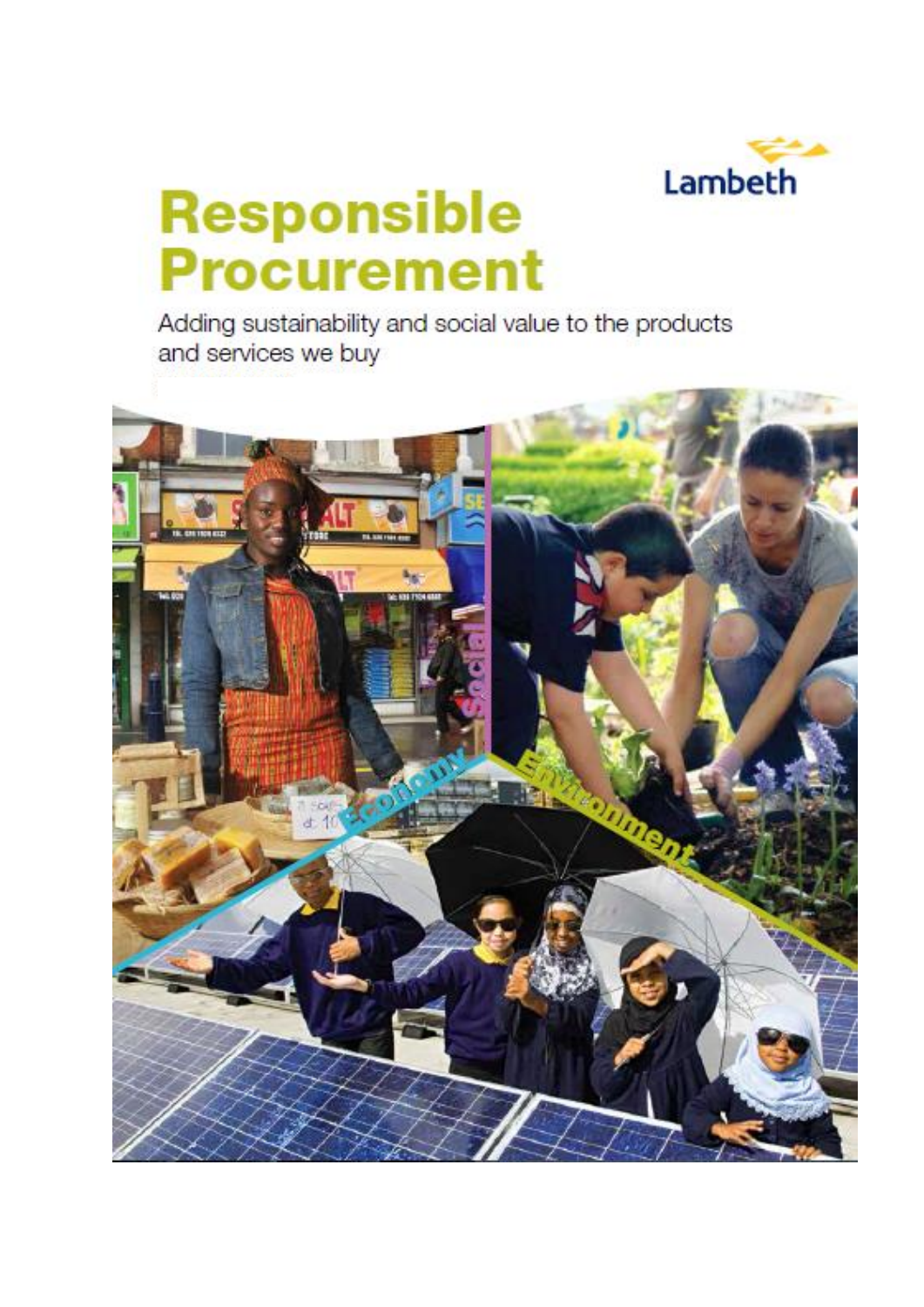Lambeth

# Responsible Procurement

Adding sustainability and social value to the products and services we buy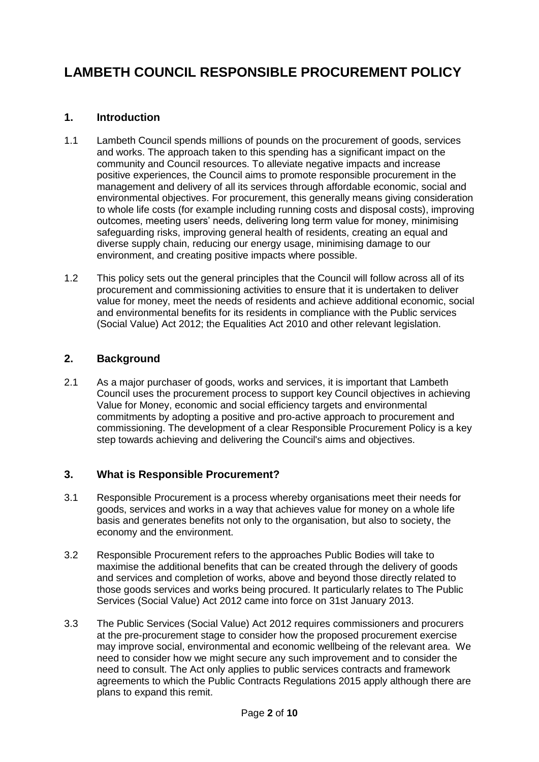# LAMBETH COUNCIL RESPONSIBLE PROCUREMENT POLICY

## 1. Introduction

1.1 Lambeth Council spends millions of pounds on the procurement of goods, services and works. The approach taken to this spending has a significant impact on the community and Council resources. To alleviate negative impacts and increase positive experiences, the Council aims to promote responsible procurement in the management and delivery of all its services through affordable economic, social and environmental objectives. For procurement, this generally means giving consideration to whole life costs (for example including running costs and disposal costs), improving outcomes, meeting users' needs, delivering long term value for money, minimising safeguarding risks, improving general health of residents, creating an equal and diverse supply chain, reducing our energy usage, minimising damage to our environment, and creating positive impacts where possible.

1.2 This policy sets out the general principles that the Council will follow across all of its procurement and commissioning activities to ensure that it is undertaken to deliver value for money, meet the needs of residents and achieve additional economic, social and environmental benefits for its residents in compliance with the Public services (Social Value) Act 2012; the Equalities Act 2010 and other relevant legislation.

## 2. Background

2.1 As a major purchaser of goods, works and services, it is important that Lambeth Council uses the procurement process to support key Council objectives in achieving Value for Money, economic and social efficiency targets and environmental commitments by adopting a positive and pro-active approach to procurement and commissioning. The development of a clear Responsible Procurement Policy is a key step towards achieving and delivering the Council's aims and objectives.

## 3. What is Responsible Procurement?

3.1 Responsible Procurement is a process whereby organisations meet their needs for goods, services and works in a way that achieves value for money on a whole life basis and generates benefits not only to the organisation, but also to society, the economy and the environment.

3.2 Responsible Procurement refers to the approaches Public Bodies will take to maximise the additional benefits that can be created through the delivery of goods and services and completion of works, above and beyond those directly related to those goods services and works being procured. It particularly relates to The Public Services (Social Value) Act 2012 came into force on 31st January 2013.

3.3 The Public Services (Social Value) Act 2012 requires commissioners and procurers at the pre-procurement stage to consider how the proposed procurement exercise may improve social, environmental and economic wellbeing of the relevant area. We need to consider how we might secure any such improvement and to consider the need to consult. The Act only applies to public services contracts and framework agreements to which the Public Contracts Regulations 2015 apply although there are plans to expand this remit.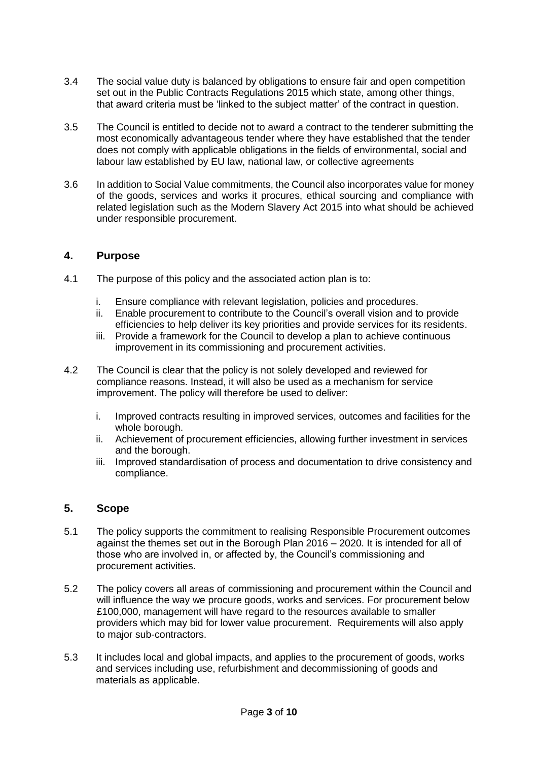3.4 The social value duty is balanced by obligations to ensure fair and open competition set out in the Public Contracts Regulations 2015 which state, among other things, that award criteria must be 'linked to the subject matter' of the contract in question.

3.5 The Council is entitled to decide not to award a contract to the tenderer submitting the most economically advantageous tender where they have established that the tender does not comply with applicable obligations in the fields of environmental, social and labour law established by EU law, national law, or collective agreements

3.6 In addition to Social Value commitments, the Council also incorporates value for money of the goods, services and works it procures, ethical sourcing and compliance with related legislation such as the Modern Slavery Act 2015 into what should be achieved under responsible procurement.

## 4. Purpose

4.1 The purpose of this policy and the associated action plan is to:

i. Ensure compliance with relevant legislation, policies and procedures.
ii. Enable procurement to contribute to the Council's overall vision and to provide efficiencies to help deliver its key priorities and provide services for its residents.
iii. Provide a framework for the Council to develop a plan to achieve continuous improvement in its commissioning and procurement activities.

4.2 The Council is clear that the policy is not solely developed and reviewed for compliance reasons. Instead, it will also be used as a mechanism for service improvement. The policy will therefore be used to deliver:

i. Improved contracts resulting in improved services, outcomes and facilities for the whole borough.
ii. Achievement of procurement efficiencies, allowing further investment in services and the borough.
iii. Improved standardisation of process and documentation to drive consistency and compliance.

## 5. Scope

5.1 The policy supports the commitment to realising Responsible Procurement outcomes against the themes set out in the Borough Plan 2016 – 2020. It is intended for all of those who are involved in, or affected by, the Council's commissioning and procurement activities.

5.2 The policy covers all areas of commissioning and procurement within the Council and will influence the way we procure goods, works and services. For procurement below £100,000, management will have regard to the resources available to smaller providers which may bid for lower value procurement. Requirements will also apply to major sub-contractors.

5.3 It includes local and global impacts, and applies to the procurement of goods, works and services including use, refurbishment and decommissioning of goods and materials as applicable.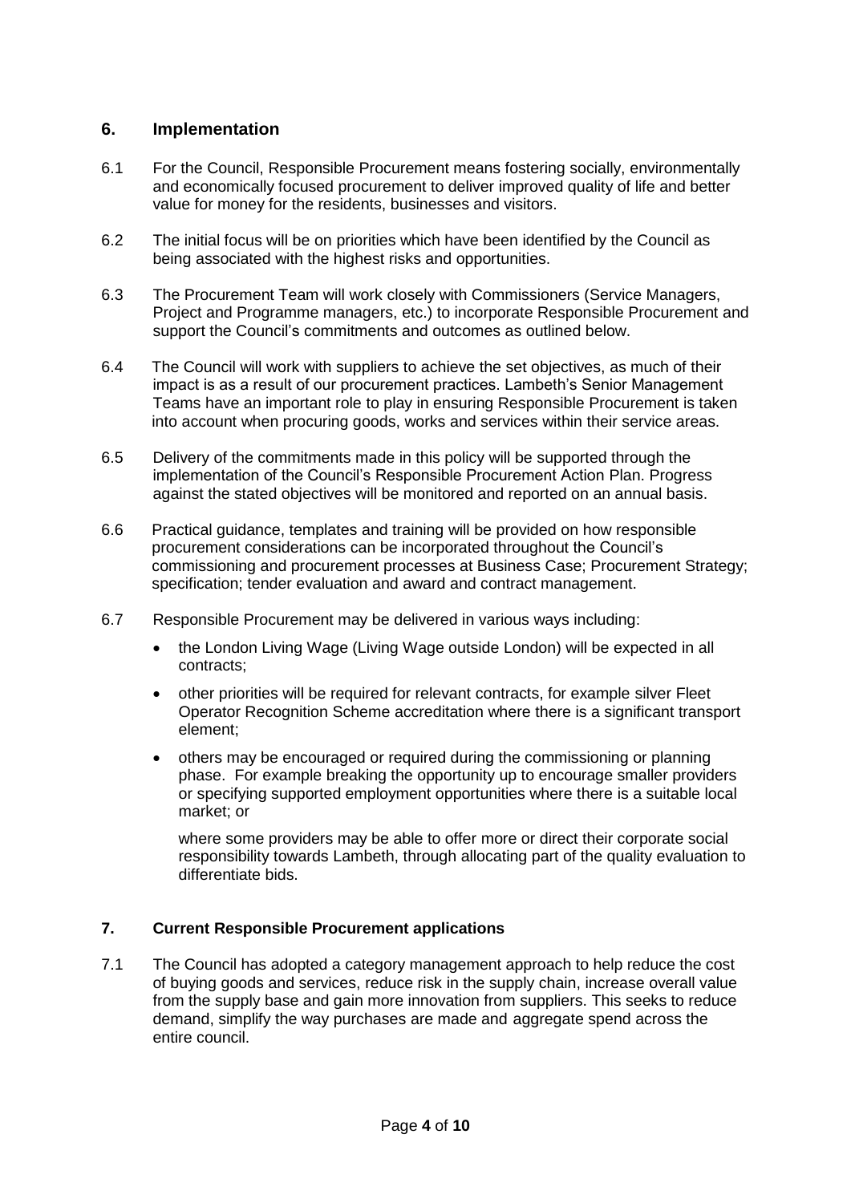## 6. Implementation

6.1 For the Council, Responsible Procurement means fostering socially, environmentally and economically focused procurement to deliver improved quality of life and better value for money for the residents, businesses and visitors.

6.2 The initial focus will be on priorities which have been identified by the Council as being associated with the highest risks and opportunities.

6.3 The Procurement Team will work closely with Commissioners (Service Managers, Project and Programme managers, etc.) to incorporate Responsible Procurement and support the Council's commitments and outcomes as outlined below.

6.4 The Council will work with suppliers to achieve the set objectives, as much of their impact is as a result of our procurement practices. Lambeth's Senior Management Teams have an important role to play in ensuring Responsible Procurement is taken into account when procuring goods, works and services within their service areas.

6.5 Delivery of the commitments made in this policy will be supported through the implementation of the Council's Responsible Procurement Action Plan. Progress against the stated objectives will be monitored and reported on an annual basis.

6.6 Practical guidance, templates and training will be provided on how responsible procurement considerations can be incorporated throughout the Council's commissioning and procurement processes at Business Case; Procurement Strategy; specification; tender evaluation and award and contract management.

6.7 Responsible Procurement may be delivered in various ways including:

- the London Living Wage (Living Wage outside London) will be expected in all contracts;
- other priorities will be required for relevant contracts, for example silver Fleet Operator Recognition Scheme accreditation where there is a significant transport element;
- others may be encouraged or required during the commissioning or planning phase. For example breaking the opportunity up to encourage smaller providers or specifying supported employment opportunities where there is a suitable local market; or

  where some providers may be able to offer more or direct their corporate social responsibility towards Lambeth, through allocating part of the quality evaluation to differentiate bids.

## 7. Current Responsible Procurement applications

7.1 The Council has adopted a category management approach to help reduce the cost of buying goods and services, reduce risk in the supply chain, increase overall value from the supply base and gain more innovation from suppliers. This seeks to reduce demand, simplify the way purchases are made and aggregate spend across the entire council.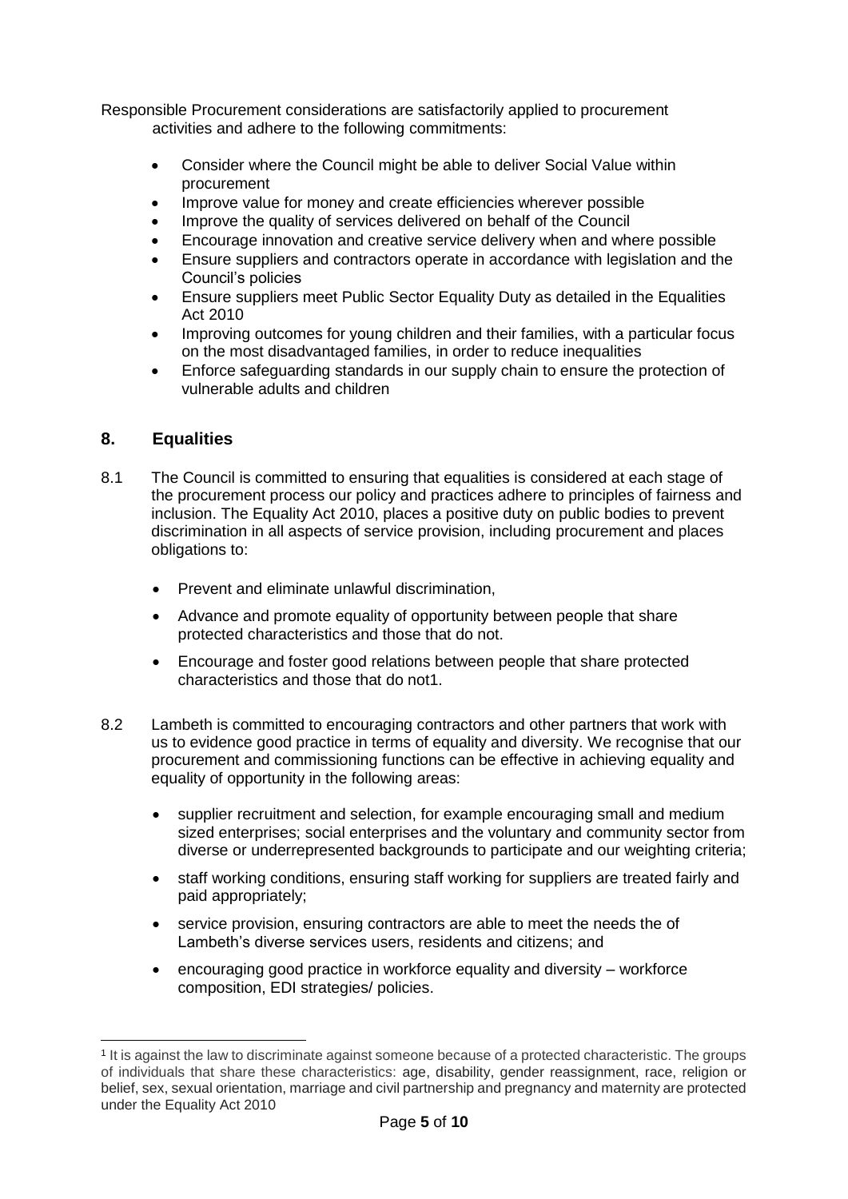Responsible Procurement considerations are satisfactorily applied to procurement activities and adhere to the following commitments:

- Consider where the Council might be able to deliver Social Value within procurement
- Improve value for money and create efficiencies wherever possible
- Improve the quality of services delivered on behalf of the Council
- Encourage innovation and creative service delivery when and where possible
- Ensure suppliers and contractors operate in accordance with legislation and the Council's policies
- Ensure suppliers meet Public Sector Equality Duty as detailed in the Equalities Act 2010
- Improving outcomes for young children and their families, with a particular focus on the most disadvantaged families, in order to reduce inequalities
- Enforce safeguarding standards in our supply chain to ensure the protection of vulnerable adults and children

## 8. Equalities

8.1 The Council is committed to ensuring that equalities is considered at each stage of the procurement process our policy and practices adhere to principles of fairness and inclusion. The Equality Act 2010, places a positive duty on public bodies to prevent discrimination in all aspects of service provision, including procurement and places obligations to:

- Prevent and eliminate unlawful discrimination,
- Advance and promote equality of opportunity between people that share protected characteristics and those that do not.
- Encourage and foster good relations between people that share protected characteristics and those that do not[1].

8.2 Lambeth is committed to encouraging contractors and other partners that work with us to evidence good practice in terms of equality and diversity. We recognise that our procurement and commissioning functions can be effective in achieving equality and equality of opportunity in the following areas:

- supplier recruitment and selection, for example encouraging small and medium sized enterprises; social enterprises and the voluntary and community sector from diverse or underrepresented backgrounds to participate and our weighting criteria;
- staff working conditions, ensuring staff working for suppliers are treated fairly and paid appropriately;
- service provision, ensuring contractors are able to meet the needs the of Lambeth's diverse services users, residents and citizens; and
- encouraging good practice in workforce equality and diversity – workforce composition, EDI strategies/ policies.

[1] It is against the law to discriminate against someone because of a protected characteristic. The groups of individuals that share these characteristics: age, disability, gender reassignment, race, religion or belief, sex, sexual orientation, marriage and civil partnership and pregnancy and maternity are protected under the Equality Act 2010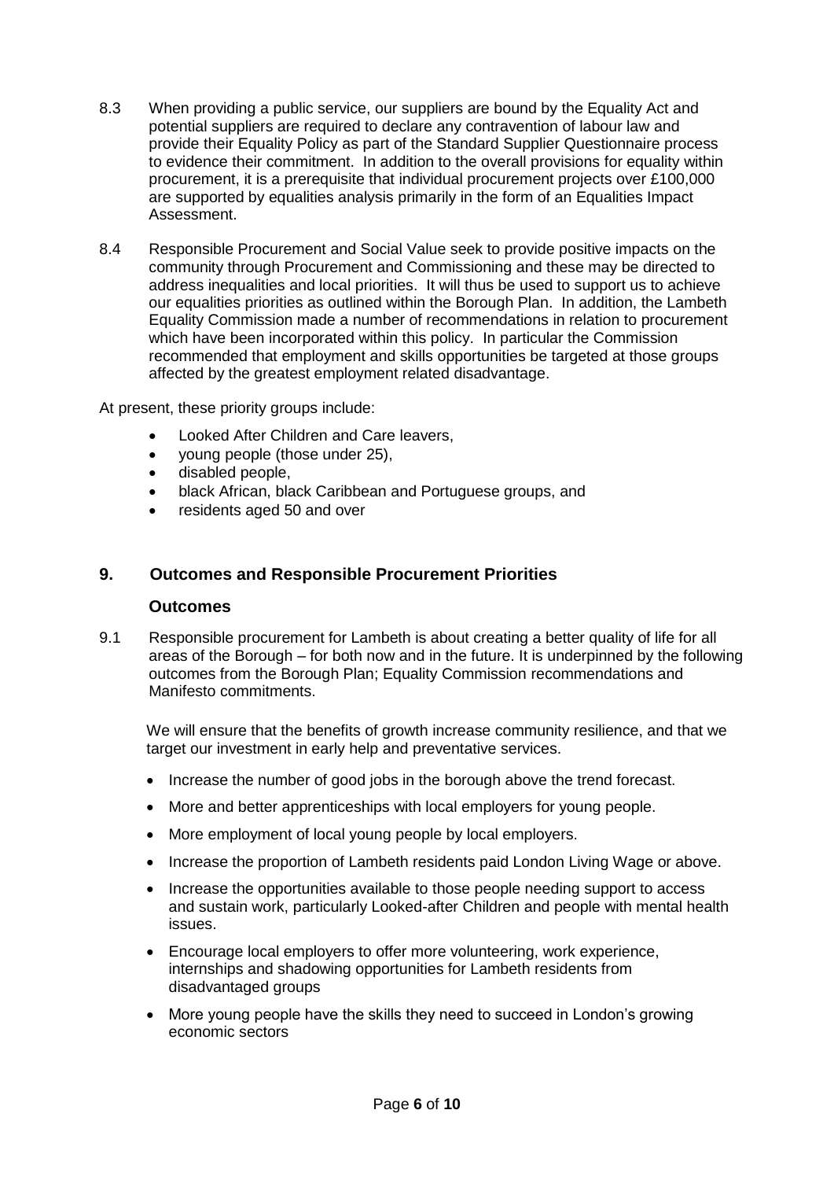8.3 When providing a public service, our suppliers are bound by the Equality Act and potential suppliers are required to declare any contravention of labour law and provide their Equality Policy as part of the Standard Supplier Questionnaire process to evidence their commitment. In addition to the overall provisions for equality within procurement, it is a prerequisite that individual procurement projects over £100,000 are supported by equalities analysis primarily in the form of an Equalities Impact Assessment.

8.4 Responsible Procurement and Social Value seek to provide positive impacts on the community through Procurement and Commissioning and these may be directed to address inequalities and local priorities. It will thus be used to support us to achieve our equalities priorities as outlined within the Borough Plan. In addition, the Lambeth Equality Commission made a number of recommendations in relation to procurement which have been incorporated within this policy. In particular the Commission recommended that employment and skills opportunities be targeted at those groups affected by the greatest employment related disadvantage.

At present, these priority groups include:

- Looked After Children and Care leavers,
- young people (those under 25),
- disabled people,
- black African, black Caribbean and Portuguese groups, and
- residents aged 50 and over

## 9. Outcomes and Responsible Procurement Priorities

### Outcomes

9.1 Responsible procurement for Lambeth is about creating a better quality of life for all areas of the Borough – for both now and in the future. It is underpinned by the following outcomes from the Borough Plan; Equality Commission recommendations and Manifesto commitments.

We will ensure that the benefits of growth increase community resilience, and that we target our investment in early help and preventative services.

- Increase the number of good jobs in the borough above the trend forecast.
- More and better apprenticeships with local employers for young people.
- More employment of local young people by local employers.
- Increase the proportion of Lambeth residents paid London Living Wage or above.
- Increase the opportunities available to those people needing support to access and sustain work, particularly Looked-after Children and people with mental health issues.
- Encourage local employers to offer more volunteering, work experience, internships and shadowing opportunities for Lambeth residents from disadvantaged groups
- More young people have the skills they need to succeed in London's growing economic sectors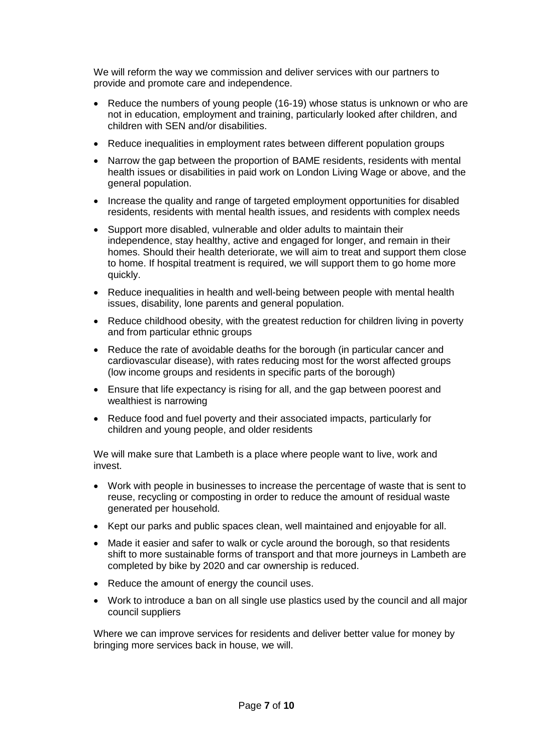We will reform the way we commission and deliver services with our partners to provide and promote care and independence.

- Reduce the numbers of young people (16-19) whose status is unknown or who are not in education, employment and training, particularly looked after children, and children with SEN and/or disabilities.
- Reduce inequalities in employment rates between different population groups
- Narrow the gap between the proportion of BAME residents, residents with mental health issues or disabilities in paid work on London Living Wage or above, and the general population.
- Increase the quality and range of targeted employment opportunities for disabled residents, residents with mental health issues, and residents with complex needs
- Support more disabled, vulnerable and older adults to maintain their independence, stay healthy, active and engaged for longer, and remain in their homes. Should their health deteriorate, we will aim to treat and support them close to home. If hospital treatment is required, we will support them to go home more quickly.
- Reduce inequalities in health and well-being between people with mental health issues, disability, lone parents and general population.
- Reduce childhood obesity, with the greatest reduction for children living in poverty and from particular ethnic groups
- Reduce the rate of avoidable deaths for the borough (in particular cancer and cardiovascular disease), with rates reducing most for the worst affected groups (low income groups and residents in specific parts of the borough)
- Ensure that life expectancy is rising for all, and the gap between poorest and wealthiest is narrowing
- Reduce food and fuel poverty and their associated impacts, particularly for children and young people, and older residents

We will make sure that Lambeth is a place where people want to live, work and invest.

- Work with people in businesses to increase the percentage of waste that is sent to reuse, recycling or composting in order to reduce the amount of residual waste generated per household.
- Kept our parks and public spaces clean, well maintained and enjoyable for all.
- Made it easier and safer to walk or cycle around the borough, so that residents shift to more sustainable forms of transport and that more journeys in Lambeth are completed by bike by 2020 and car ownership is reduced.
- Reduce the amount of energy the council uses.
- Work to introduce a ban on all single use plastics used by the council and all major council suppliers

Where we can improve services for residents and deliver better value for money by bringing more services back in house, we will.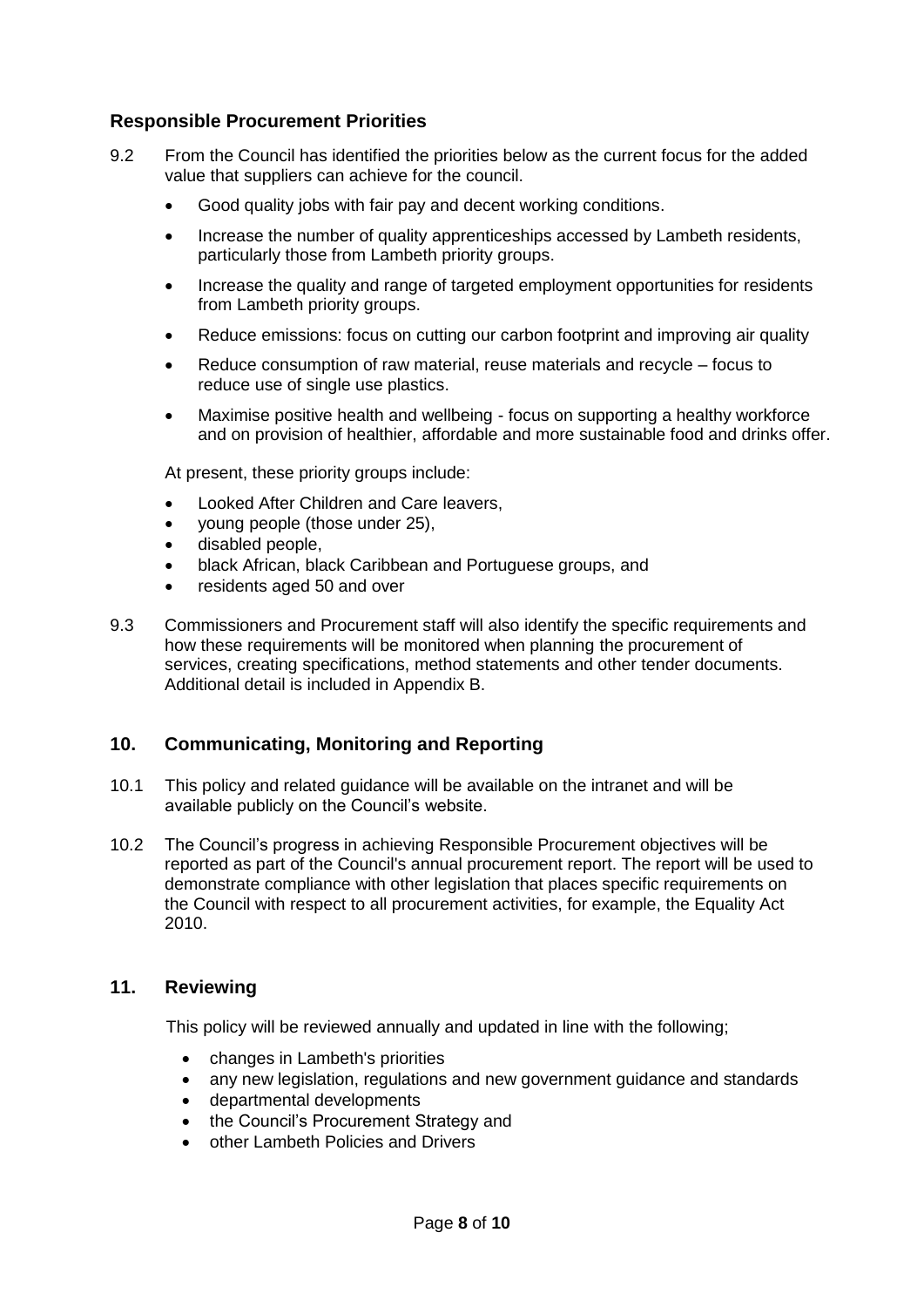### Responsible Procurement Priorities

9.2 From the Council has identified the priorities below as the current focus for the added value that suppliers can achieve for the council.

- Good quality jobs with fair pay and decent working conditions.
- Increase the number of quality apprenticeships accessed by Lambeth residents, particularly those from Lambeth priority groups.
- Increase the quality and range of targeted employment opportunities for residents from Lambeth priority groups.
- Reduce emissions: focus on cutting our carbon footprint and improving air quality
- Reduce consumption of raw material, reuse materials and recycle – focus to reduce use of single use plastics.
- Maximise positive health and wellbeing - focus on supporting a healthy workforce and on provision of healthier, affordable and more sustainable food and drinks offer.

At present, these priority groups include:

- Looked After Children and Care leavers,
- young people (those under 25),
- disabled people,
- black African, black Caribbean and Portuguese groups, and
- residents aged 50 and over

9.3 Commissioners and Procurement staff will also identify the specific requirements and how these requirements will be monitored when planning the procurement of services, creating specifications, method statements and other tender documents. Additional detail is included in Appendix B.

## 10. Communicating, Monitoring and Reporting

10.1 This policy and related guidance will be available on the intranet and will be available publicly on the Council's website.

10.2 The Council's progress in achieving Responsible Procurement objectives will be reported as part of the Council's annual procurement report. The report will be used to demonstrate compliance with other legislation that places specific requirements on the Council with respect to all procurement activities, for example, the Equality Act 2010.

## 11. Reviewing

This policy will be reviewed annually and updated in line with the following;

- changes in Lambeth's priorities
- any new legislation, regulations and new government guidance and standards
- departmental developments
- the Council's Procurement Strategy and
- other Lambeth Policies and Drivers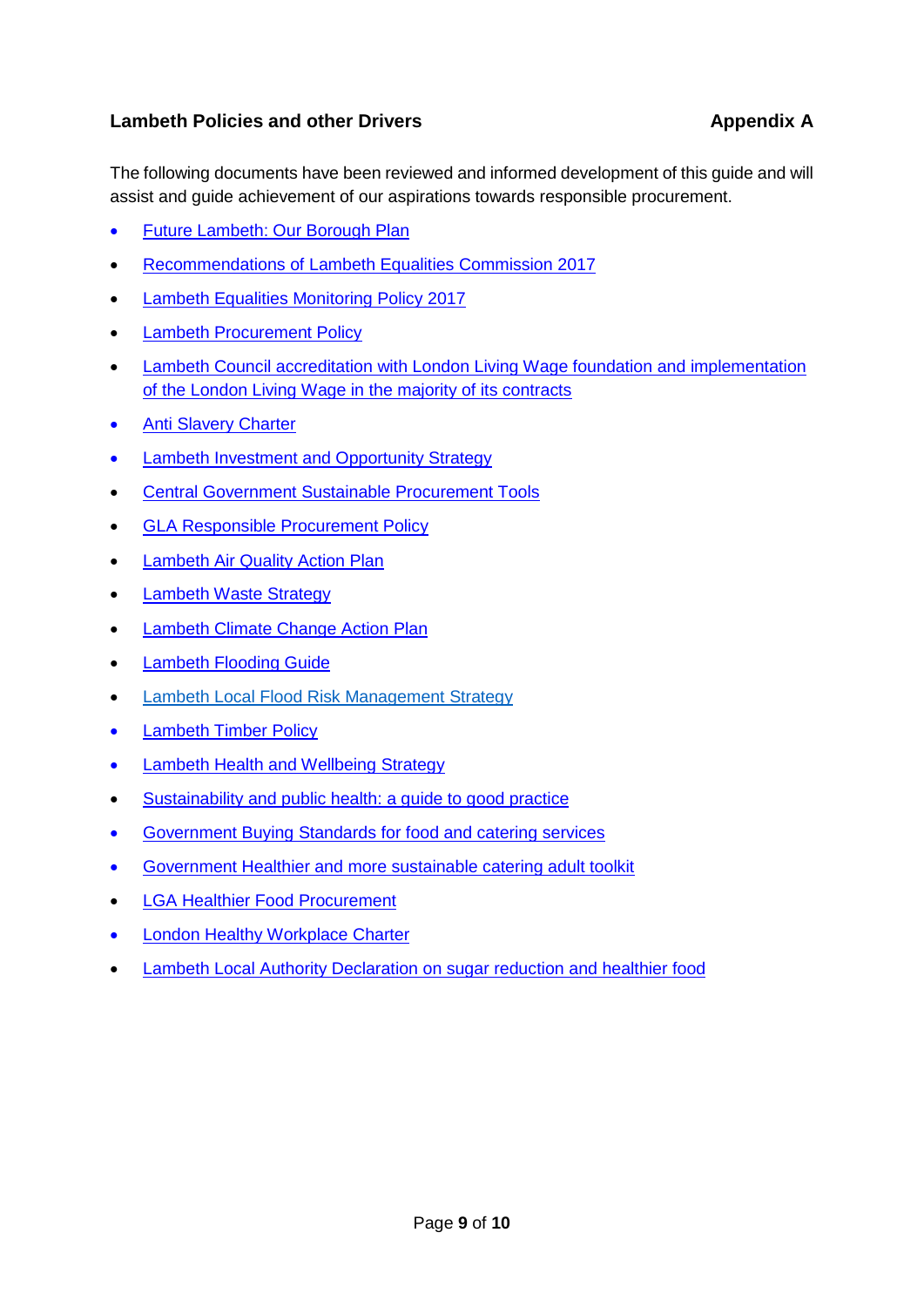## Lambeth Policies and other Drivers — Appendix A

The following documents have been reviewed and informed development of this guide and will assist and guide achievement of our aspirations towards responsible procurement.

- Future Lambeth: Our Borough Plan
- Recommendations of Lambeth Equalities Commission 2017
- Lambeth Equalities Monitoring Policy 2017
- Lambeth Procurement Policy
- Lambeth Council accreditation with London Living Wage foundation and implementation of the London Living Wage in the majority of its contracts
- Anti Slavery Charter
- Lambeth Investment and Opportunity Strategy
- Central Government Sustainable Procurement Tools
- GLA Responsible Procurement Policy
- Lambeth Air Quality Action Plan
- Lambeth Waste Strategy
- Lambeth Climate Change Action Plan
- Lambeth Flooding Guide
- Lambeth Local Flood Risk Management Strategy
- Lambeth Timber Policy
- Lambeth Health and Wellbeing Strategy
- Sustainability and public health: a guide to good practice
- Government Buying Standards for food and catering services
- Government Healthier and more sustainable catering adult toolkit
- LGA Healthier Food Procurement
- London Healthy Workplace Charter
- Lambeth Local Authority Declaration on sugar reduction and healthier food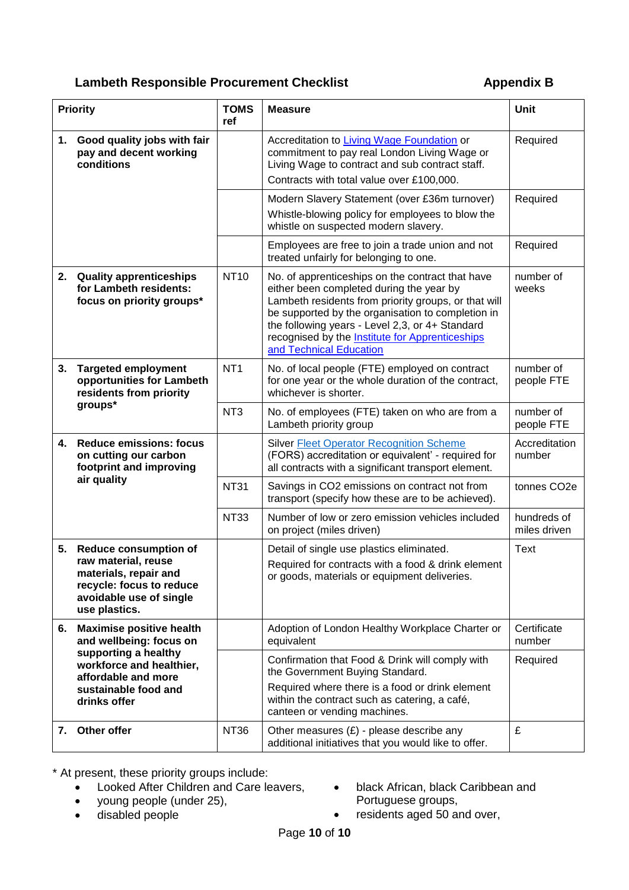## Lambeth Responsible Procurement Checklist

**Appendix B**

| Priority | TOMS ref | Measure | Unit |
|---|---|---|---|
| **1. Good quality jobs with fair pay and decent working conditions** | | Accreditation to Living Wage Foundation or commitment to pay real London Living Wage or Living Wage to contract and sub contract staff. Contracts with total value over £100,000. | Required |
| | | Modern Slavery Statement (over £36m turnover) Whistle-blowing policy for employees to blow the whistle on suspected modern slavery. | Required |
| | | Employees are free to join a trade union and not treated unfairly for belonging to one. | Required |
| **2. Quality apprenticeships for Lambeth residents: focus on priority groups*** | NT10 | No. of apprenticeships on the contract that have either been completed during the year by Lambeth residents from priority groups, or that will be supported by the organisation to completion in the following years - Level 2,3, or 4+ Standard recognised by the Institute for Apprenticeships and Technical Education | number of weeks |
| **3. Targeted employment opportunities for Lambeth residents from priority groups*** | NT1 | No. of local people (FTE) employed on contract for one year or the whole duration of the contract, whichever is shorter. | number of people FTE |
| | NT3 | No. of employees (FTE) taken on who are from a Lambeth priority group | number of people FTE |
| **4. Reduce emissions: focus on cutting our carbon footprint and improving air quality** | | Silver Fleet Operator Recognition Scheme (FORS) accreditation or equivalent' - required for all contracts with a significant transport element. | Accreditation number |
| | NT31 | Savings in CO2 emissions on contract not from transport (specify how these are to be achieved). | tonnes CO2e |
| | NT33 | Number of low or zero emission vehicles included on project (miles driven) | hundreds of miles driven |
| **5. Reduce consumption of raw material, reuse materials, repair and recycle: focus to reduce avoidable use of single use plastics.** | | Detail of single use plastics eliminated. Required for contracts with a food & drink element or goods, materials or equipment deliveries. | Text |
| **6. Maximise positive health and wellbeing: focus on supporting a healthy workforce and healthier, affordable and more sustainable food and drinks offer** | | Adoption of London Healthy Workplace Charter or equivalent | Certificate number |
| | | Confirmation that Food & Drink will comply with the Government Buying Standard. Required where there is a food or drink element within the contract such as catering, a café, canteen or vending machines. | Required |
| **7. Other offer** | NT36 | Other measures (£) - please describe any additional initiatives that you would like to offer. | £ |

* At present, these priority groups include:

- Looked After Children and Care leavers,
- young people (under 25),
- disabled people
- black African, black Caribbean and Portuguese groups,
- residents aged 50 and over,